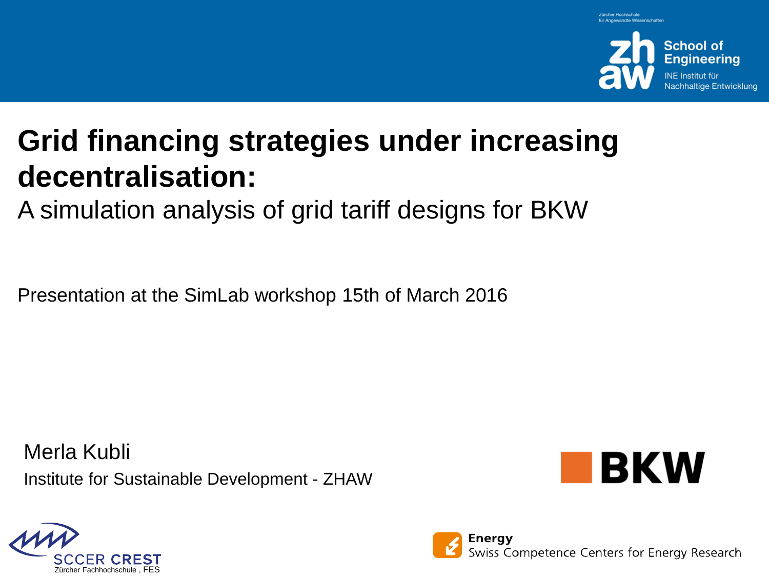Zürcher Hochschule für Angewandte Wissenschaften

zh aw School of Engineering
INE Institut für Nachhaltige Entwicklung

# Grid financing strategies under increasing decentralisation:

A simulation analysis of grid tariff designs for BKW

Presentation at the SimLab workshop 15th of March 2016

Merla Kubli

Institute for Sustainable Development - ZHAW

BKW

SCCER CREST
Zürcher Fachhochschule , FES

Energy
Swiss Competence Centers for Energy Research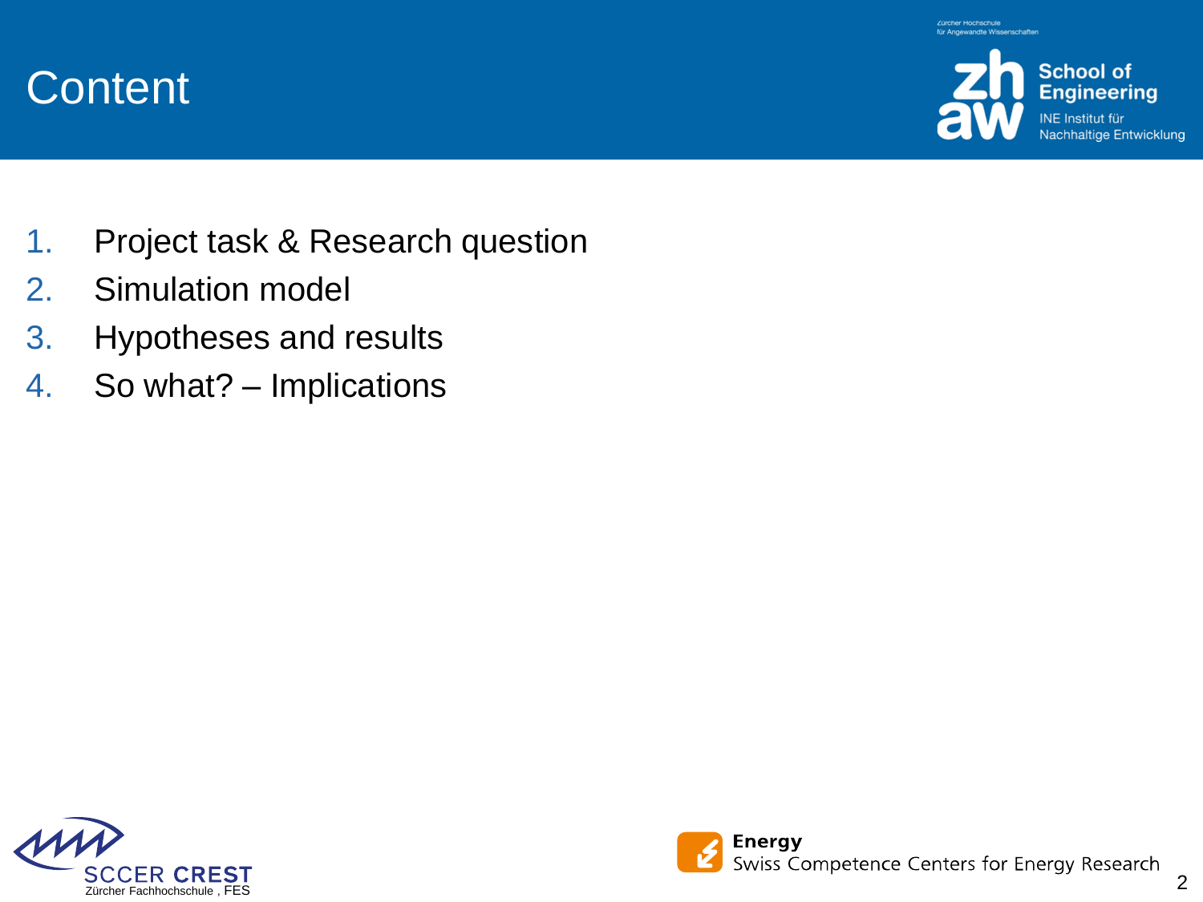# Content

1. Project task & Research question
2. Simulation model
3. Hypotheses and results
4. So what? – Implications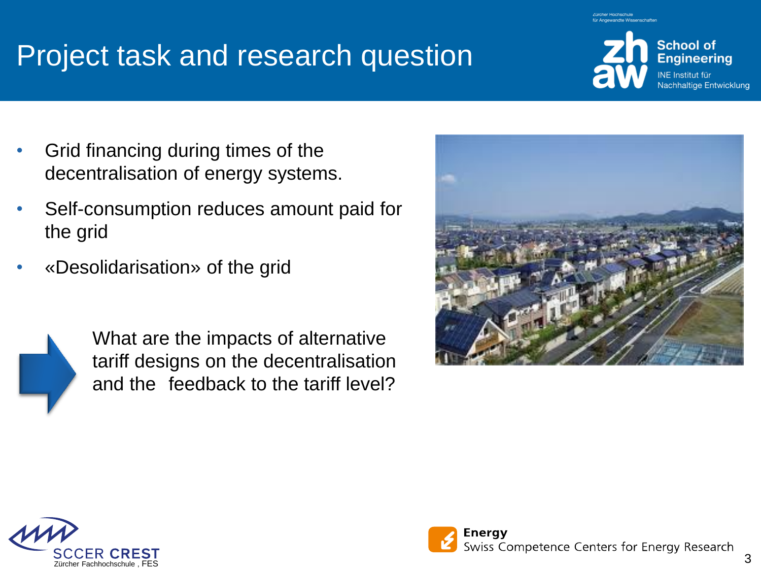# Project task and research question

- Grid financing during times of the decentralisation of energy systems.
- Self-consumption reduces amount paid for the grid
- «Desolidarisation» of the grid

What are the impacts of alternative tariff designs on the decentralisation and the feedback to the tariff level?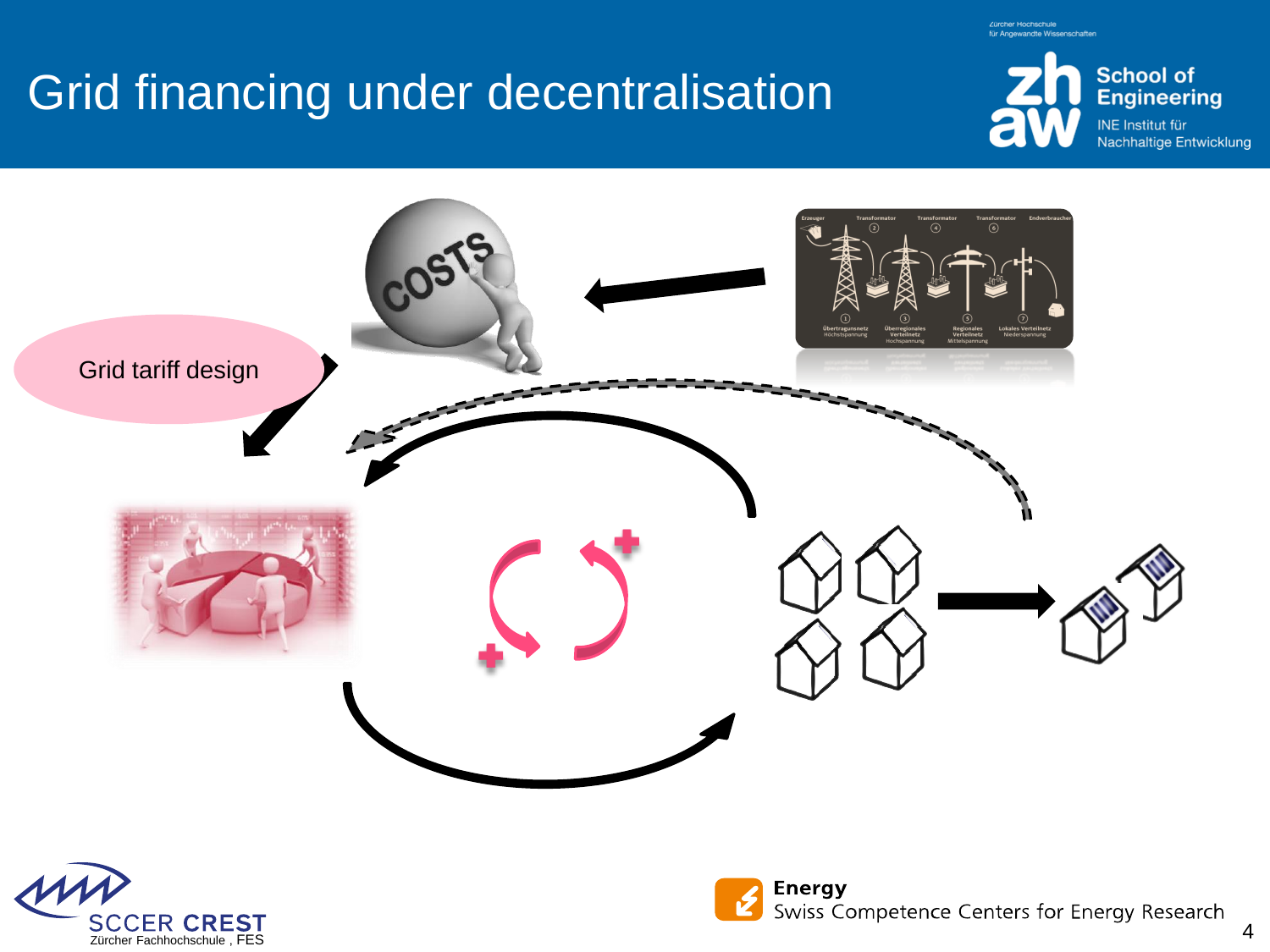# Grid financing under decentralisation

Grid tariff design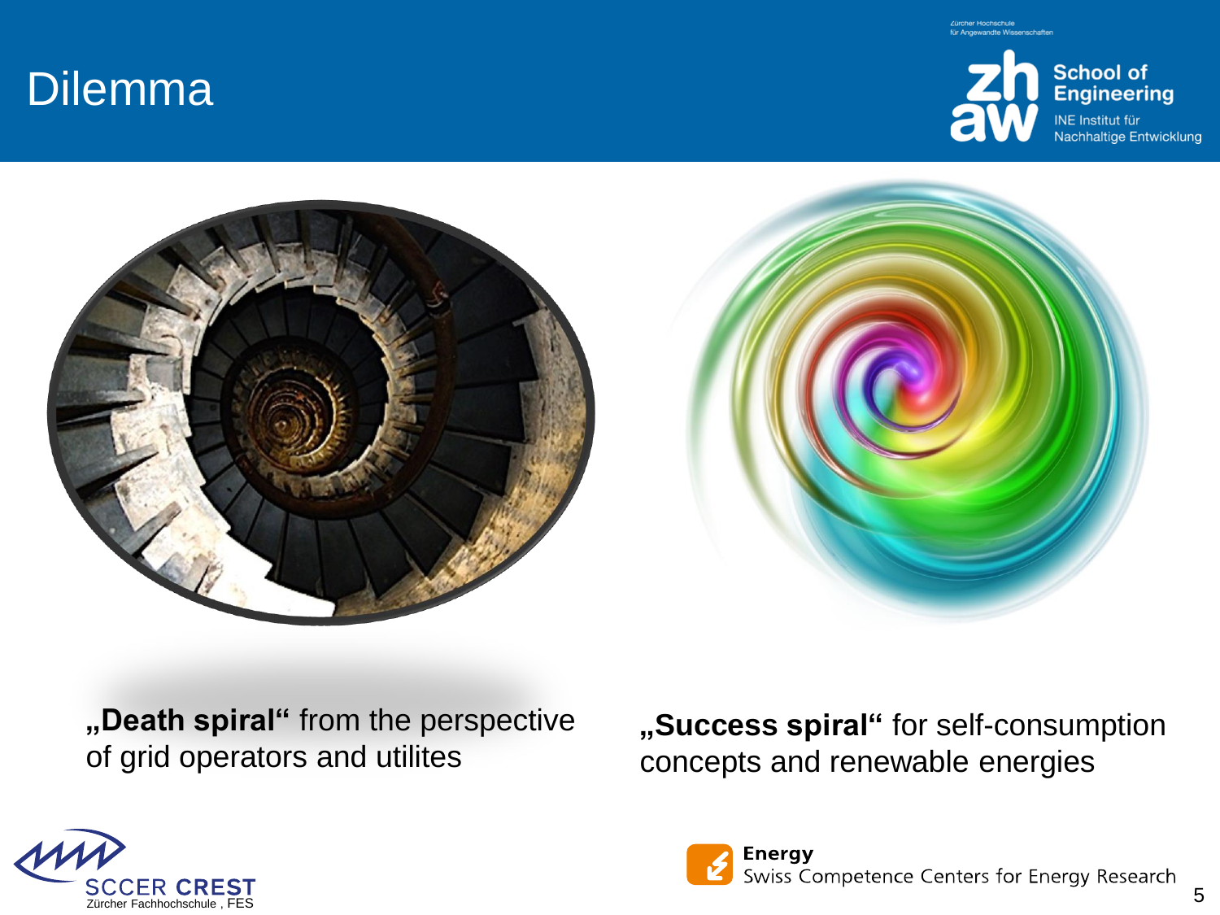# Dilemma

**„Death spiral“** from the perspective of grid operators and utilites

**„Success spiral“** for self-consumption concepts and renewable energies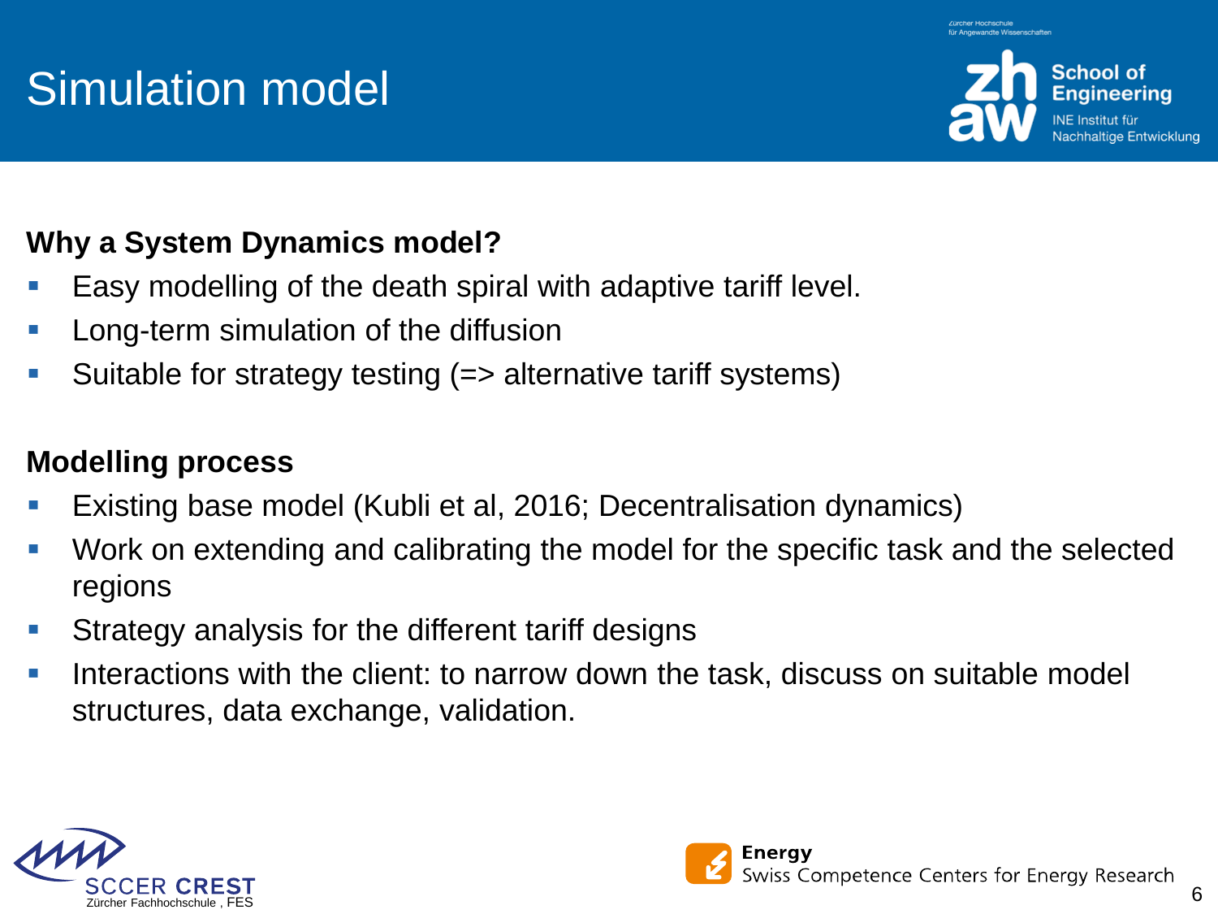# Simulation model

**Why a System Dynamics model?**

- Easy modelling of the death spiral with adaptive tariff level.
- Long-term simulation of the diffusion
- Suitable for strategy testing (=> alternative tariff systems)

**Modelling process**

- Existing base model (Kubli et al, 2016; Decentralisation dynamics)
- Work on extending and calibrating the model for the specific task and the selected regions
- Strategy analysis for the different tariff designs
- Interactions with the client: to narrow down the task, discuss on suitable model structures, data exchange, validation.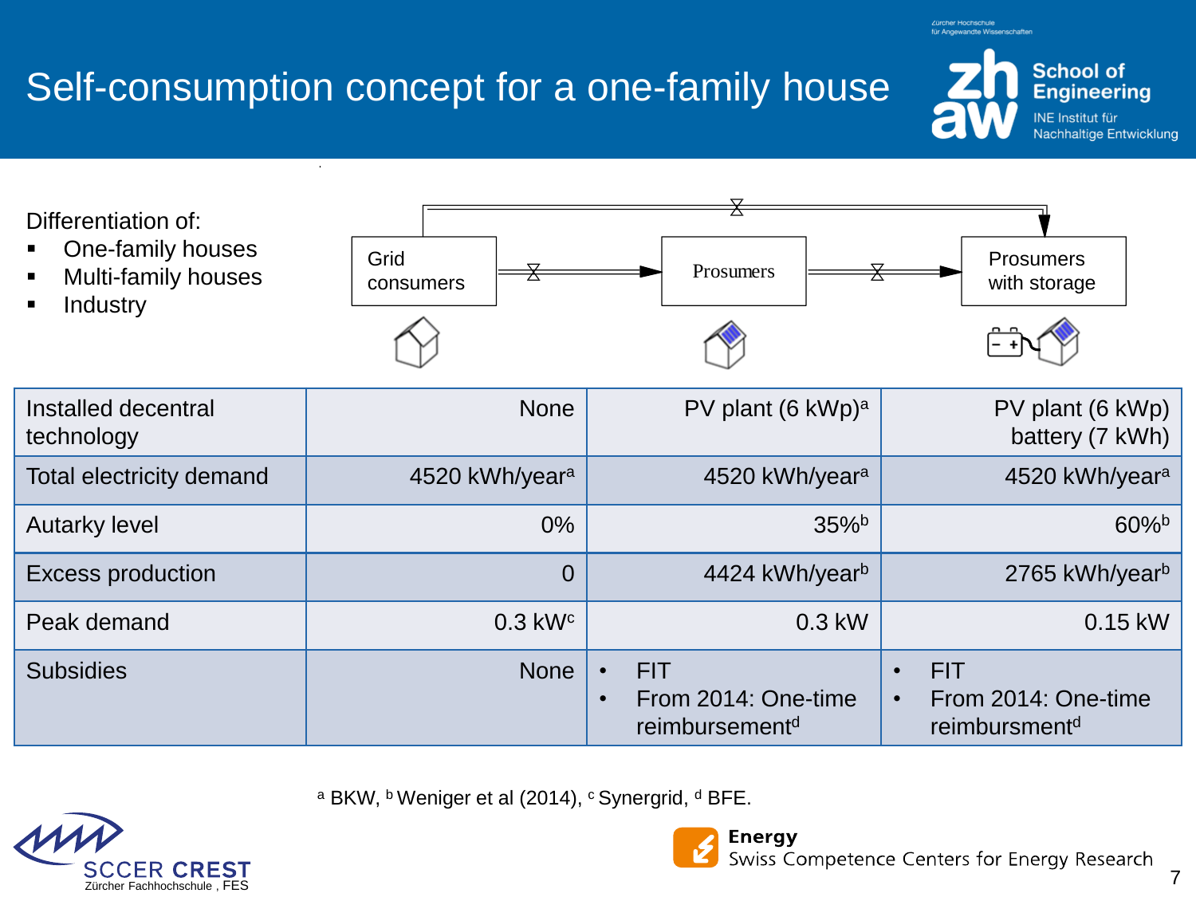# Self-consumption concept for a one-family house

Differentiation of:

- One-family houses
- Multi-family houses
- Industry

Grid consumers → Prosumers → Prosumers with storage

| Installed decentral technology | None | PV plant (6 kWp)[a] | PV plant (6 kWp) battery (7 kWh) |
|---|---|---|---|
| Total electricity demand | 4520 kWh/year[a] | 4520 kWh/year[a] | 4520 kWh/year[a] |
| Autarky level | 0% | 35%[b] | 60%[b] |
| Excess production | 0 | 4424 kWh/year[b] | 2765 kWh/year[b] |
| Peak demand | 0.3 kW[c] | 0.3 kW | 0.15 kW |
| Subsidies | None | • FIT<br>• From 2014: One-time reimbursement[d] | • FIT<br>• From 2014: One-time reimbursment[d] |

[a] BKW, [b] Weniger et al (2014), [c] Synergrid, [d] BFE.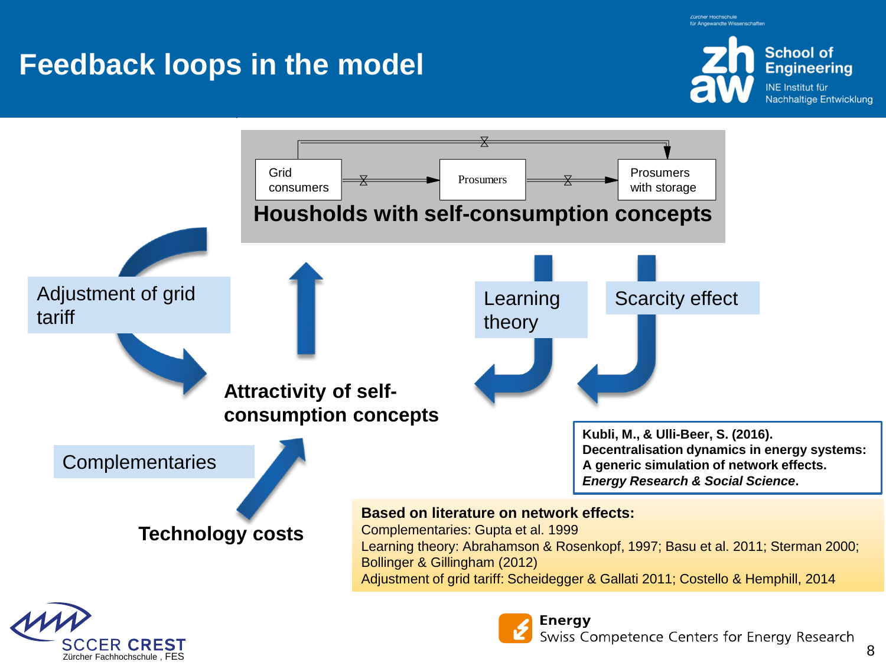# Feedback loops in the model

Grid consumers → Prosumers → Prosumers with storage

**Housholds with self-consumption concepts**

Adjustment of grid tariff

Learning theory

Scarcity effect

**Attractivity of self-consumption concepts**

Complementaries

**Technology costs**

**Kubli, M., & Ulli-Beer, S. (2016). Decentralisation dynamics in energy systems: A generic simulation of network effects. *Energy Research & Social Science*.**

**Based on literature on network effects:**
Complementaries: Gupta et al. 1999
Learning theory: Abrahamson & Rosenkopf, 1997; Basu et al. 2011; Sterman 2000; Bollinger & Gillingham (2012)
Adjustment of grid tariff: Scheidegger & Gallati 2011; Costello & Hemphill, 2014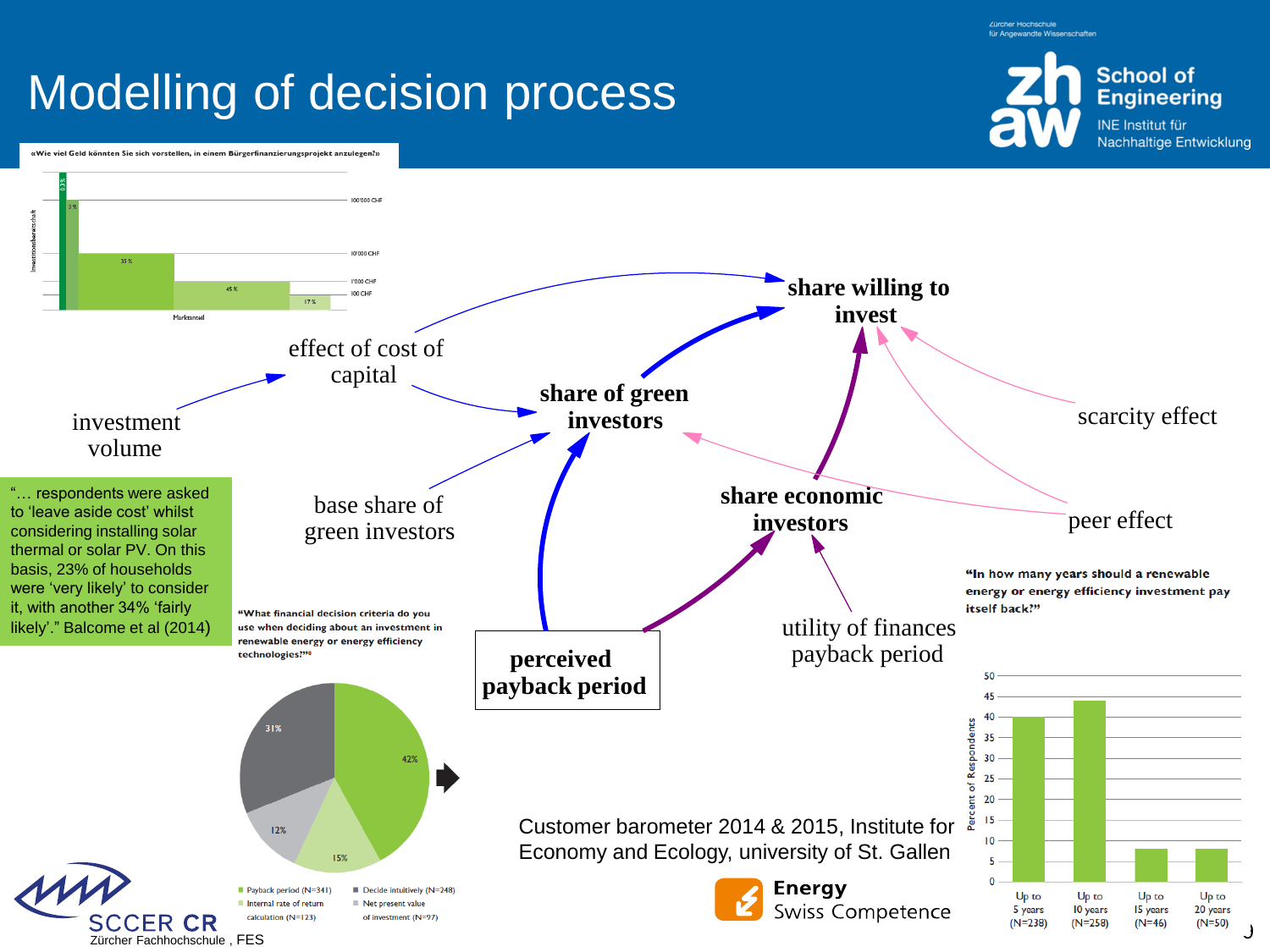# Modelling of decision process

«Wie viel Geld könnten Sie sich vorstellen, in einem Bürgerfinanzierungsprojekt anzulegen?»

Investitionsbereitschaft

0.3 %, 3 %, 35 %, 45 %, 17 %

100'000 CHF, 10'000 CHF, 1'000 CHF, 100 CHF

Marktanteil

share willing to invest

effect of cost of capital

investment volume

share of green investors

scarcity effect

base share of green investors

share economic investors

peer effect

perceived payback period

utility of finances payback period

"… respondents were asked to 'leave aside cost' whilst considering installing solar thermal or solar PV. On this basis, 23% of households were 'very likely' to consider it, with another 34% 'fairly likely'." Balcome et al (2014)

"What financial decision criteria do you use when deciding about an investment in renewable energy or energy efficiency technologies?"[8]

| Criterion | Share |
|---|---|
| Payback period (N=341) | 42% |
| Internal rate of return calculation (N=123) | 15% |
| Net present value of investment (N=97) | 12% |
| Decide intuitively (N=248) | 31% |

"In how many years should a renewable energy or energy efficiency investment pay itself back?"

| | Up to 5 years (N=238) | Up to 10 years (N=258) | Up to 15 years (N=46) | Up to 20 years (N=50) |
|---|---|---|---|---|
| Percent of Respondents | ~40 | ~44 | ~8 | ~8 |

Customer barometer 2014 & 2015, Institute for Economy and Ecology, university of St. Gallen

Energy Swiss Competence

SCCER CR

Zürcher Fachhochschule , FES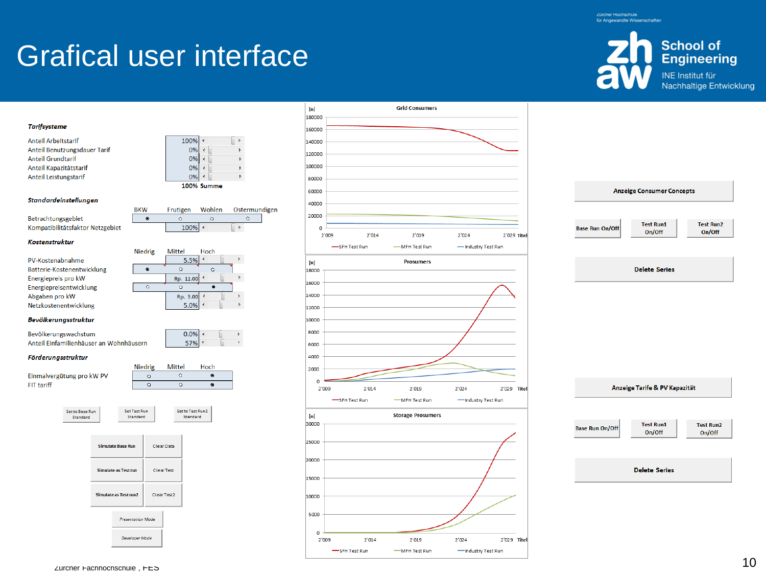# Grafical user interface

Zürcher Hochschule für Angewandte Wissenschaften

zh aw School of Engineering
INE Institut für Nachhaltige Entwicklung

***Tarifsysteme***

| | |
|---|---|
| Anteil Arbeitstarif | 100% |
| Anteil Benutzungsdauer Tarif | 0% |
| Anteil Grundtarif | 0% |
| Anteil Kapazitätstarif | 0% |
| Anteil Leistungstarif | 0% |
| | 100% Summe |

***Standardeinstellungen***

| | BKW | Frutigen | Wohlen | Ostermundigen |
|---|---|---|---|---|
| Betrachtungsgebiet | ● | ○ | ○ | ○ |
| Kompatibilitätsfaktor Netzgebiet | 100% | | | |

***Kostenstruktur***

| | Niedrig | Mittel | Hoch |
|---|---|---|---|
| PV-Kostenabnahme | | 5.5% | |
| Batterie-Kostenentwicklung | ● | ○ | ○ |
| Energiepreis pro kW | | Rp. 11.00 | |
| Energiepreisentwicklung | ○ | ○ | ● |
| Abgaben pro kW | | Rp. 3.00 | |
| Netzkostenentwicklung | | 5.0% | |

***Bevölkerungsstruktur***

| | |
|---|---|
| Bevölkerungswachstum | 0.0% |
| Anteil Einfamilienhäuser an Wohnhäusern | 57% |

***Förderungsstruktur***

| | Niedrig | Mittel | Hoch |
|---|---|---|---|
| Einmalvergütung pro kW PV | ○ | ○ | ● |
| FIT tariff | ○ | ○ | ● |

Set to Base Run Standard | Set Test Run Standard | Set to Test Run2 Standard

Simulate Base Run | Clear Data
Simulate as Test run | Clear Test
Simulate as Test run2 | Clear Test2

Presentation Mode
Developer Mode

**Grid Consumers** — [n], 2'009–2'029; SFH Test Run, MFH Test Run, Industry Test Run

**Prosumers** — [n], 2'009–2'029; SFH Test Run, MFH Test Run, Industry Test Run

**Storage Prosumers** — [n], 2'009–2'029; SFH Test Run, MFH Test Run, Industry Test Run

Anzeige Consumer Concepts
Base Run On/Off | Test Run1 On/Off | Test Run2 On/Off
Delete Series

Anzeige Tarife & PV Kapazität
Base Run On/Off | Test Run1 On/Off | Test Run2 On/Off
Delete Series

Zürcher Fachhochschule , FES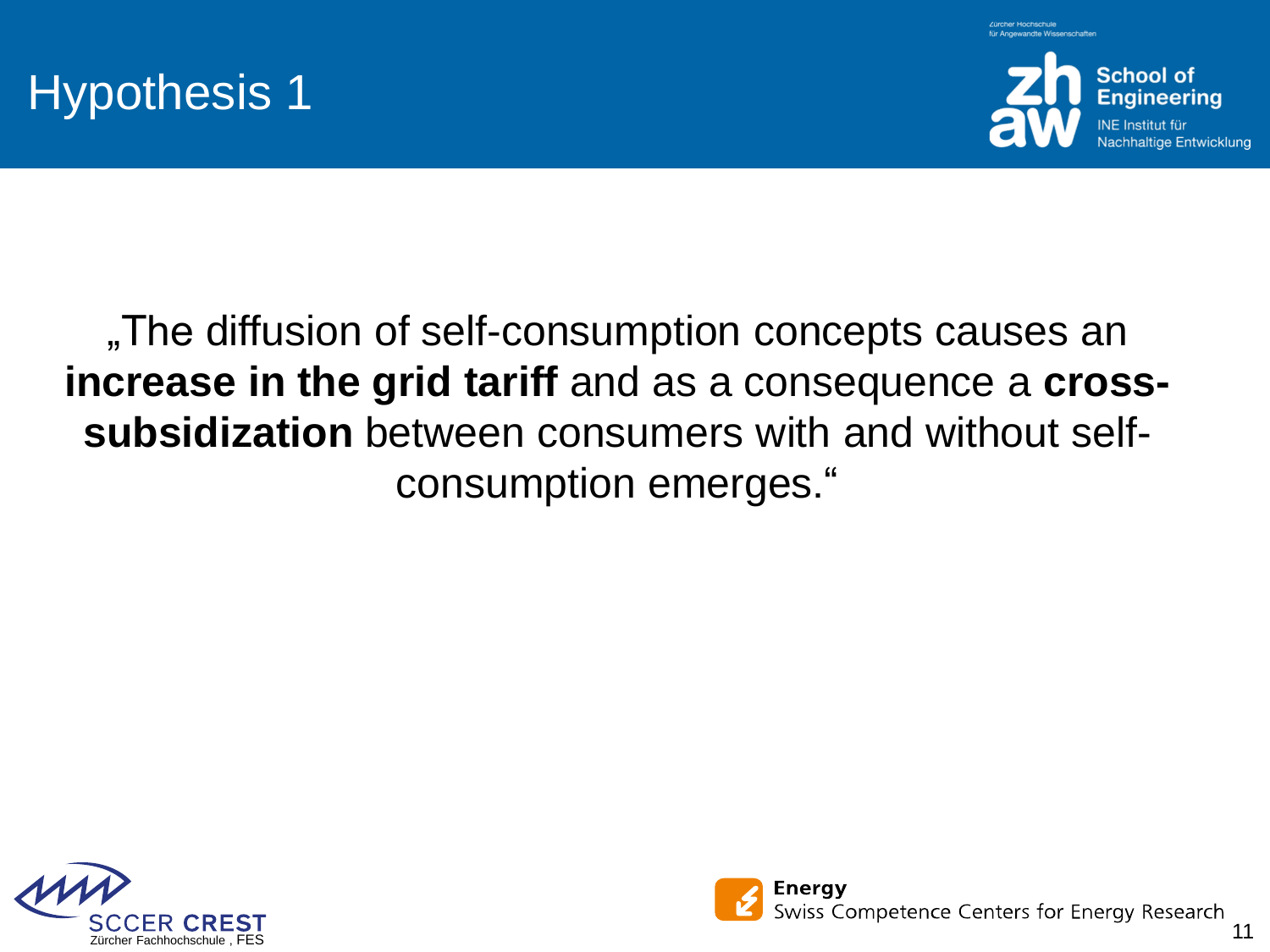# Hypothesis 1

„The diffusion of self-consumption concepts causes an **increase in the grid tariff** and as a consequence a **cross-subsidization** between consumers with and without self-consumption emerges."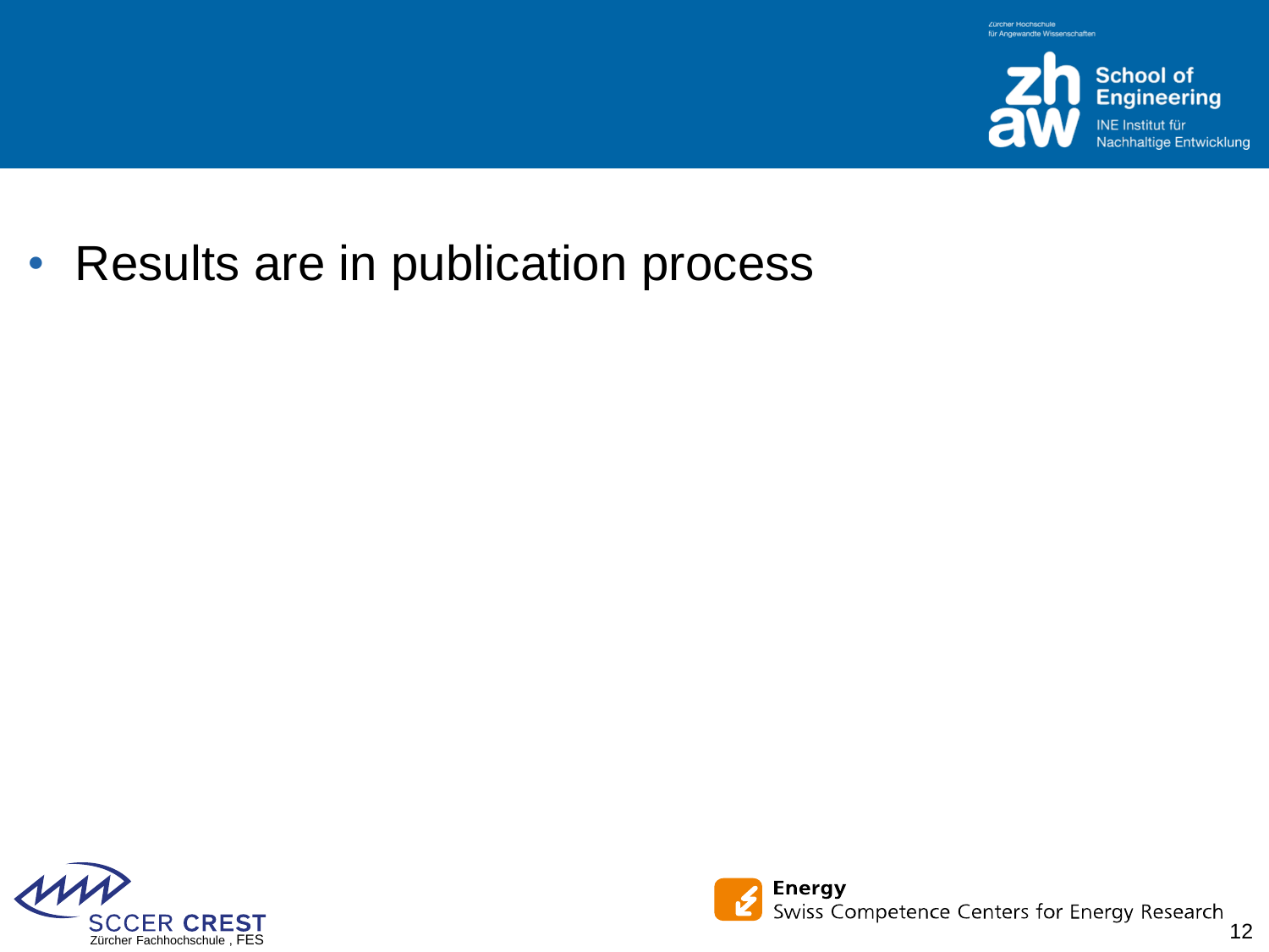- Results are in publication process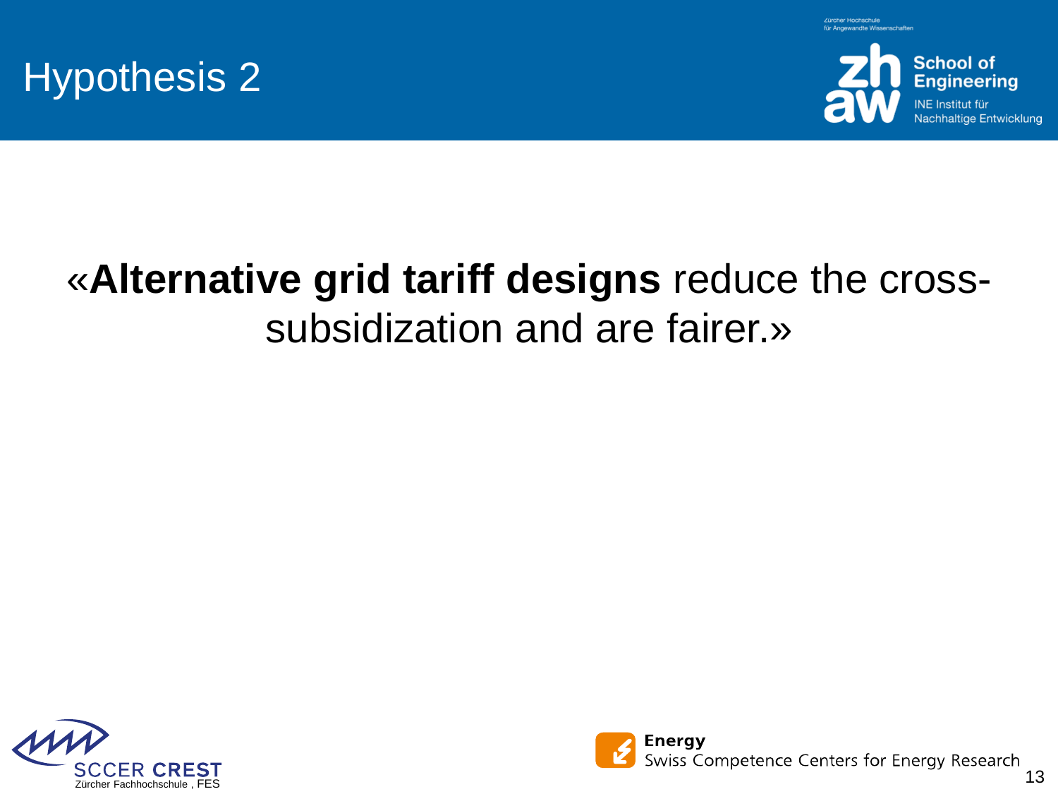# Hypothesis 2

«**Alternative grid tariff designs** reduce the cross-subsidization and are fairer.»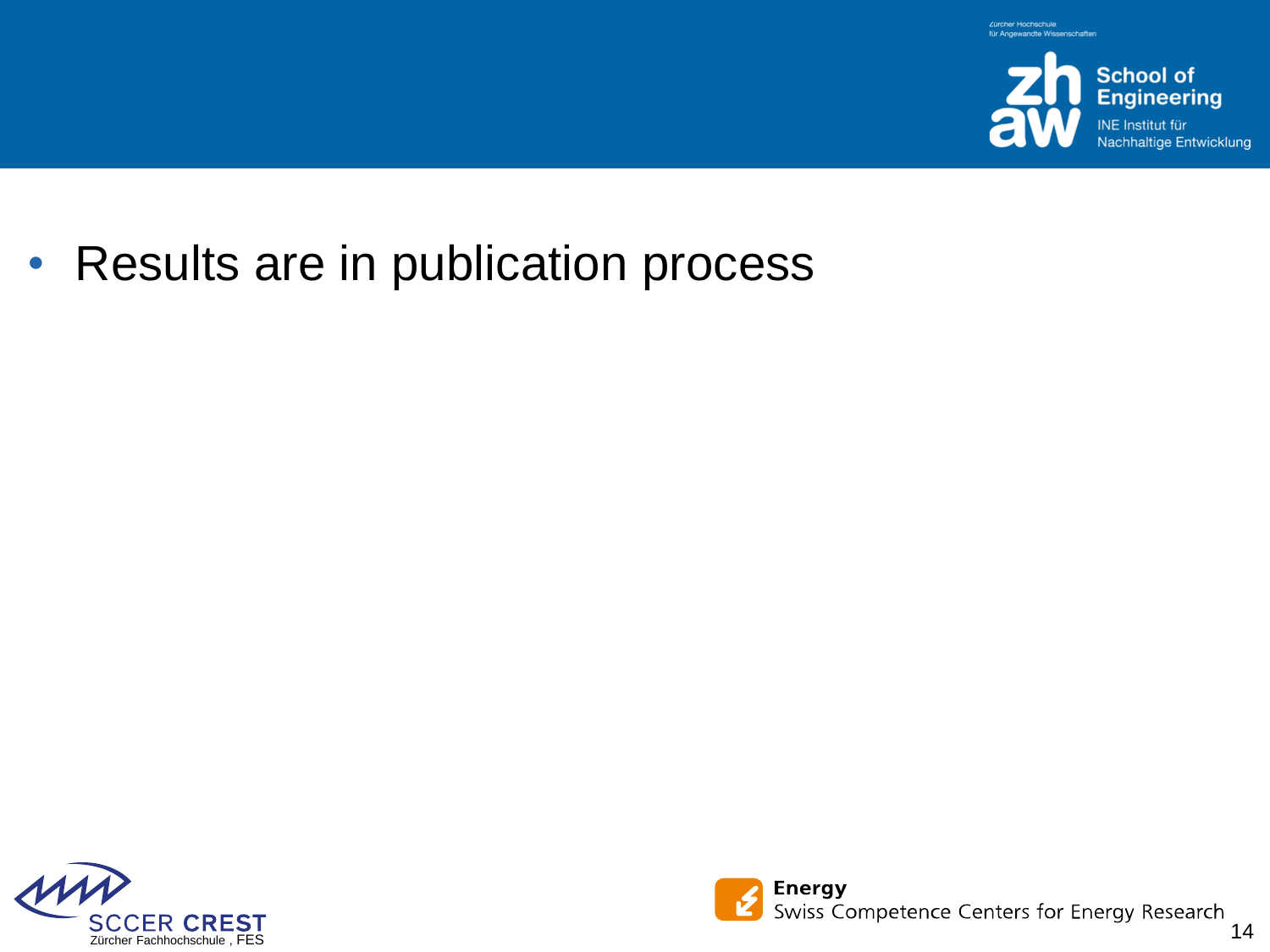- Results are in publication process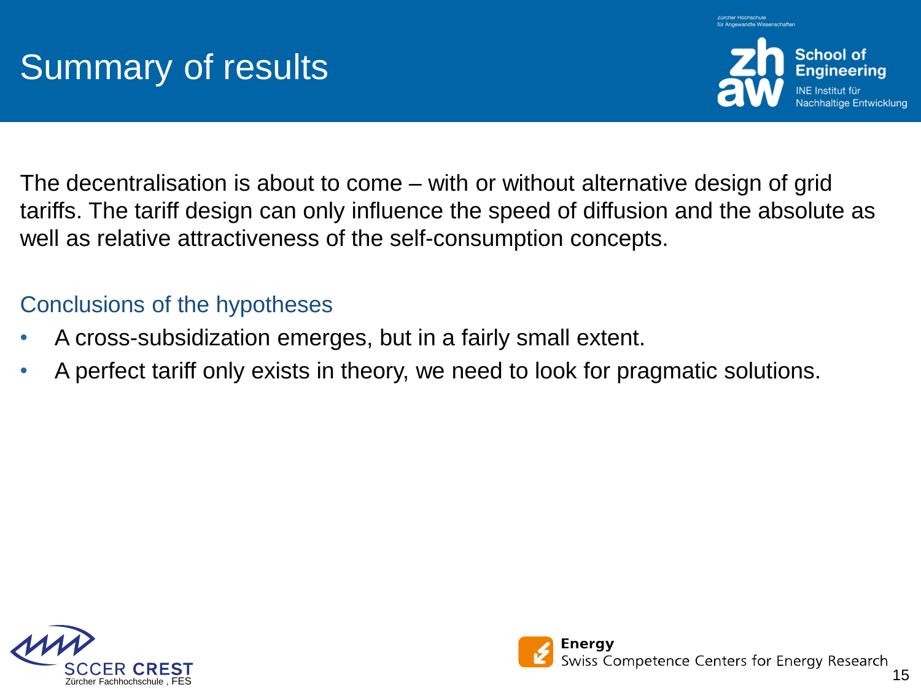# Summary of results

The decentralisation is about to come – with or without alternative design of grid tariffs. The tariff design can only influence the speed of diffusion and the absolute as well as relative attractiveness of the self-consumption concepts.

## Conclusions of the hypotheses

- A cross-subsidization emerges, but in a fairly small extent.
- A perfect tariff only exists in theory, we need to look for pragmatic solutions.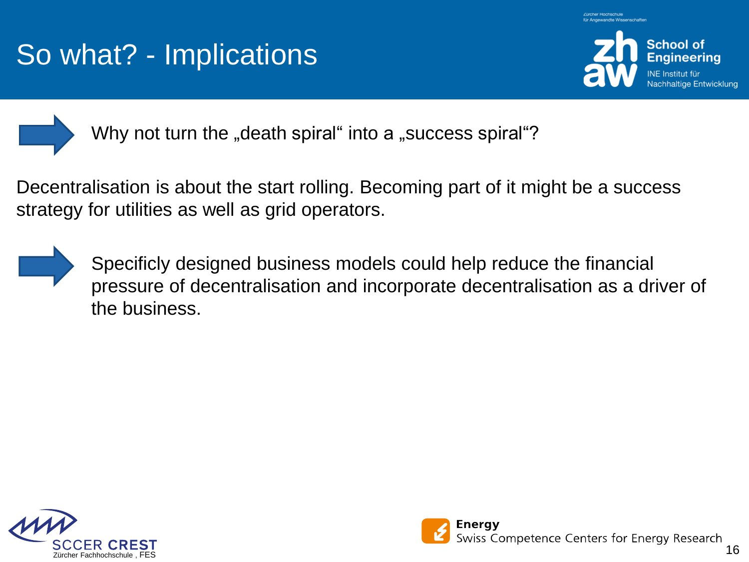# So what? - Implications

Why not turn the „death spiral" into a „success spiral"?

Decentralisation is about the start rolling. Becoming part of it might be a success strategy for utilities as well as grid operators.

Specificly designed business models could help reduce the financial pressure of decentralisation and incorporate decentralisation as a driver of the business.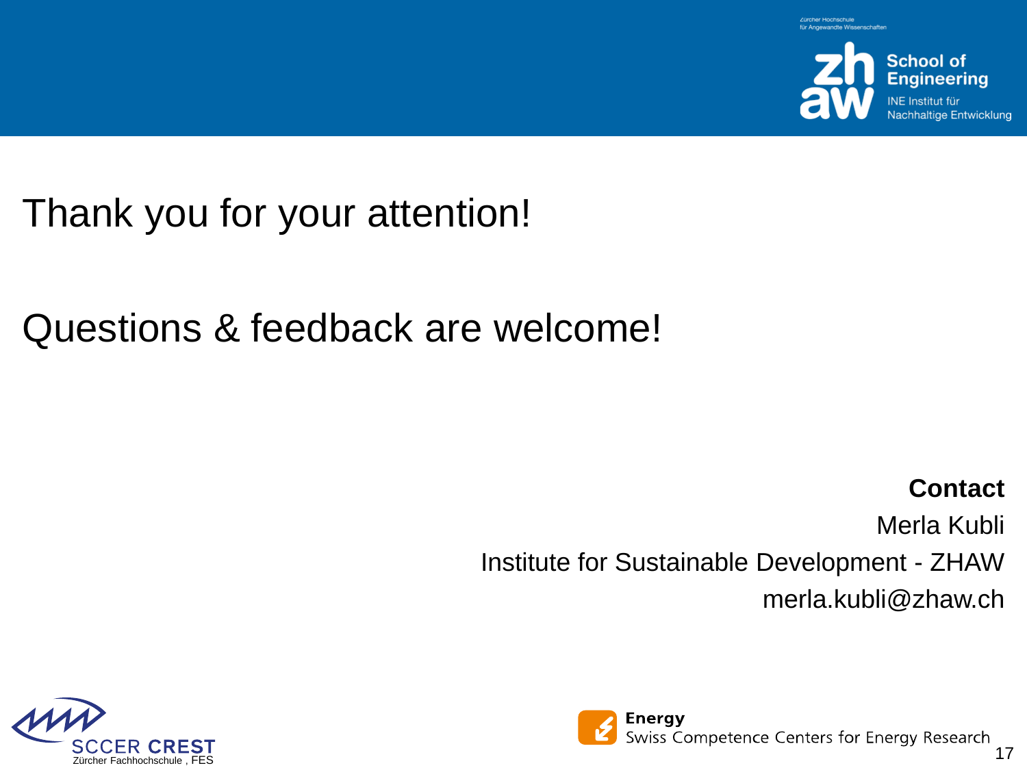Thank you for your attention!

Questions & feedback are welcome!

**Contact**

Merla Kubli

Institute for Sustainable Development - ZHAW

merla.kubli@zhaw.ch